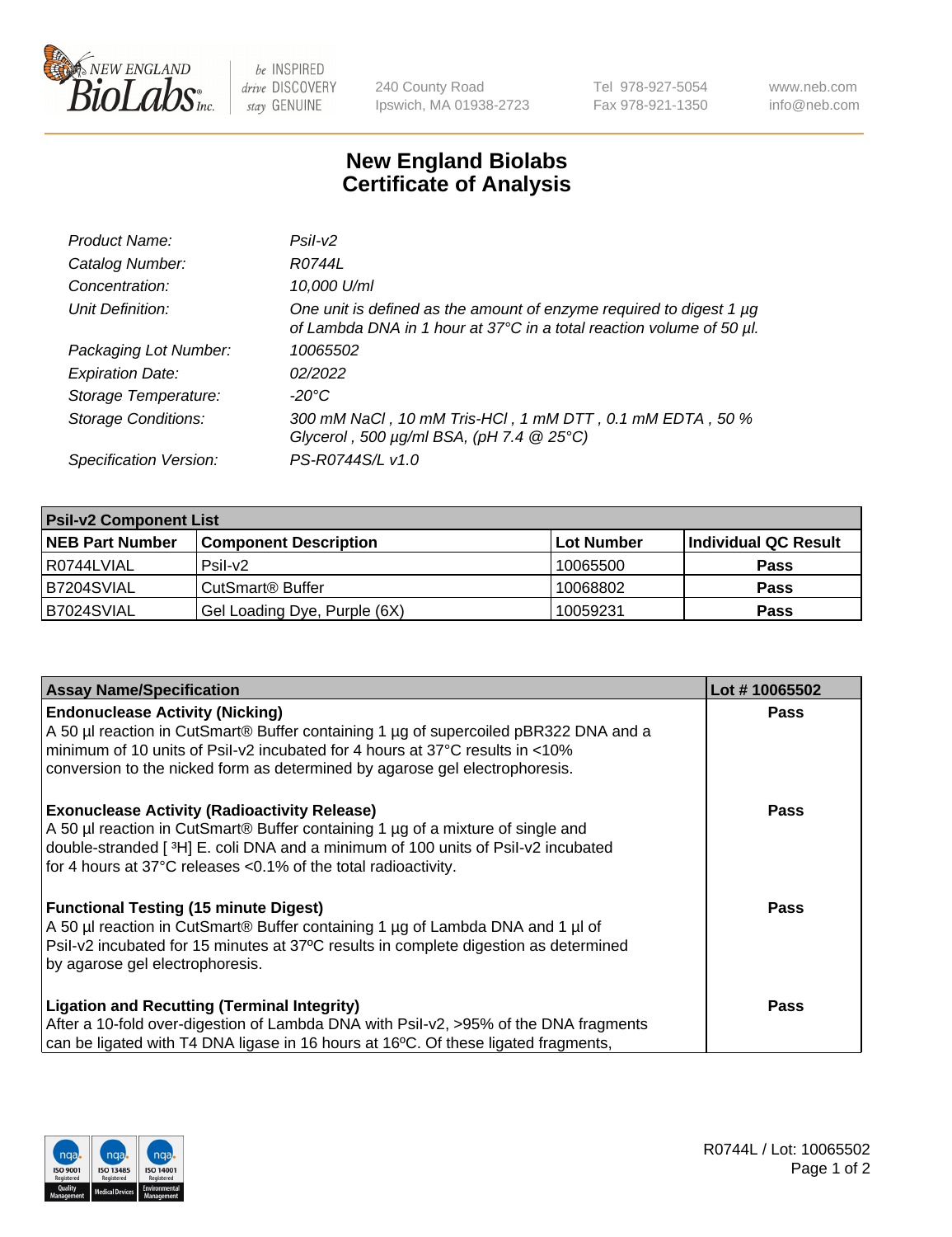New England BioLabs Inc. — be INSPIRED drive DISCOVERY stay GENUINE

240 County Road
Ipswich, MA 01938-2723

Tel 978-927-5054
Fax 978-921-1350

www.neb.com
info@neb.com

# New England Biolabs
# Certificate of Analysis

| | |
|---|---|
| *Product Name:* | *PsiI-v2* |
| *Catalog Number:* | *R0744L* |
| *Concentration:* | *10,000 U/ml* |
| *Unit Definition:* | *One unit is defined as the amount of enzyme required to digest 1 µg of Lambda DNA in 1 hour at 37°C in a total reaction volume of 50 µl.* |
| *Packaging Lot Number:* | *10065502* |
| *Expiration Date:* | *02/2022* |
| *Storage Temperature:* | *-20°C* |
| *Storage Conditions:* | *300 mM NaCl , 10 mM Tris-HCl , 1 mM DTT , 0.1 mM EDTA , 50 % Glycerol , 500 µg/ml BSA, (pH 7.4 @ 25°C)* |
| *Specification Version:* | *PS-R0744S/L v1.0* |

| PsiI-v2 Component List | | | |
|---|---|---|---|
| **NEB Part Number** | **Component Description** | **Lot Number** | **Individual QC Result** |
| R0744LVIAL | PsiI-v2 | 10065500 | **Pass** |
| B7204SVIAL | CutSmart® Buffer | 10068802 | **Pass** |
| B7024SVIAL | Gel Loading Dye, Purple (6X) | 10059231 | **Pass** |

| Assay Name/Specification | Lot # 10065502 |
|---|---|
| **Endonuclease Activity (Nicking)** A 50 µl reaction in CutSmart® Buffer containing 1 µg of supercoiled pBR322 DNA and a minimum of 10 units of PsiI-v2 incubated for 4 hours at 37°C results in <10% conversion to the nicked form as determined by agarose gel electrophoresis. | **Pass** |
| **Exonuclease Activity (Radioactivity Release)** A 50 µl reaction in CutSmart® Buffer containing 1 µg of a mixture of single and double-stranded [ $^{3}$H] E. coli DNA and a minimum of 100 units of PsiI-v2 incubated for 4 hours at 37°C releases <0.1% of the total radioactivity. | **Pass** |
| **Functional Testing (15 minute Digest)** A 50 µl reaction in CutSmart® Buffer containing 1 µg of Lambda DNA and 1 µl of PsiI-v2 incubated for 15 minutes at 37ºC results in complete digestion as determined by agarose gel electrophoresis. | **Pass** |
| **Ligation and Recutting (Terminal Integrity)** After a 10-fold over-digestion of Lambda DNA with PsiI-v2, >95% of the DNA fragments can be ligated with T4 DNA ligase in 16 hours at 16ºC. Of these ligated fragments, | **Pass** |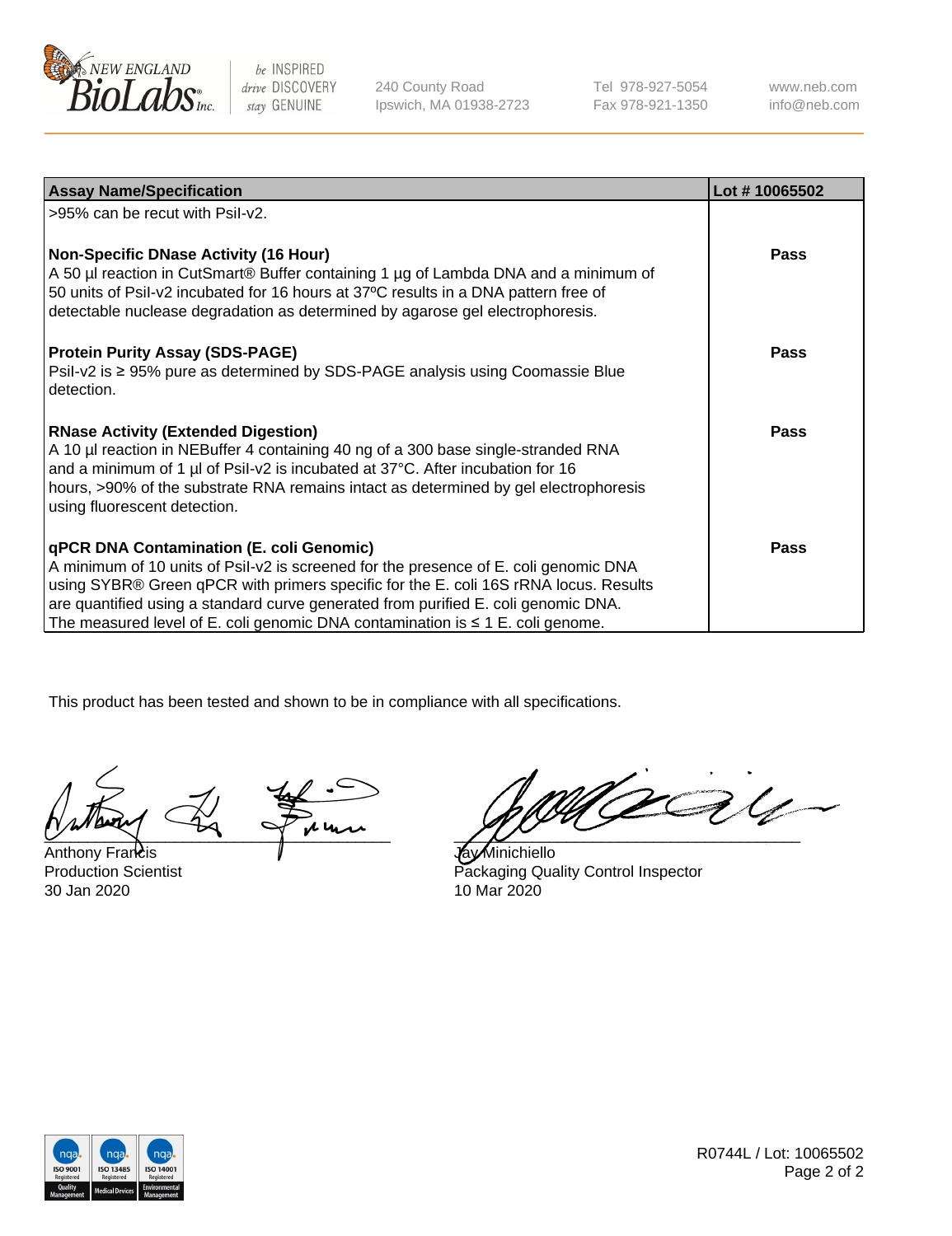| Assay Name/Specification | Lot # 10065502 |
| --- | --- |
| >95% can be recut with PsiI-v2. | |
| **Non-Specific DNase Activity (16 Hour)**<br>A 50 µl reaction in CutSmart® Buffer containing 1 µg of Lambda DNA and a minimum of 50 units of PsiI-v2 incubated for 16 hours at 37ºC results in a DNA pattern free of detectable nuclease degradation as determined by agarose gel electrophoresis. | **Pass** |
| **Protein Purity Assay (SDS-PAGE)**<br>PsiI-v2 is ≥ 95% pure as determined by SDS-PAGE analysis using Coomassie Blue detection. | **Pass** |
| **RNase Activity (Extended Digestion)**<br>A 10 µl reaction in NEBuffer 4 containing 40 ng of a 300 base single-stranded RNA and a minimum of 1 µl of PsiI-v2 is incubated at 37°C. After incubation for 16 hours, >90% of the substrate RNA remains intact as determined by gel electrophoresis using fluorescent detection. | **Pass** |
| **qPCR DNA Contamination (E. coli Genomic)**<br>A minimum of 10 units of PsiI-v2 is screened for the presence of E. coli genomic DNA using SYBR® Green qPCR with primers specific for the E. coli 16S rRNA locus. Results are quantified using a standard curve generated from purified E. coli genomic DNA. The measured level of E. coli genomic DNA contamination is ≤ 1 E. coli genome. | **Pass** |

This product has been tested and shown to be in compliance with all specifications.

Anthony Francis
Production Scientist
30 Jan 2020

Jay Minichiello
Packaging Quality Control Inspector
10 Mar 2020

R0744L / Lot: 10065502